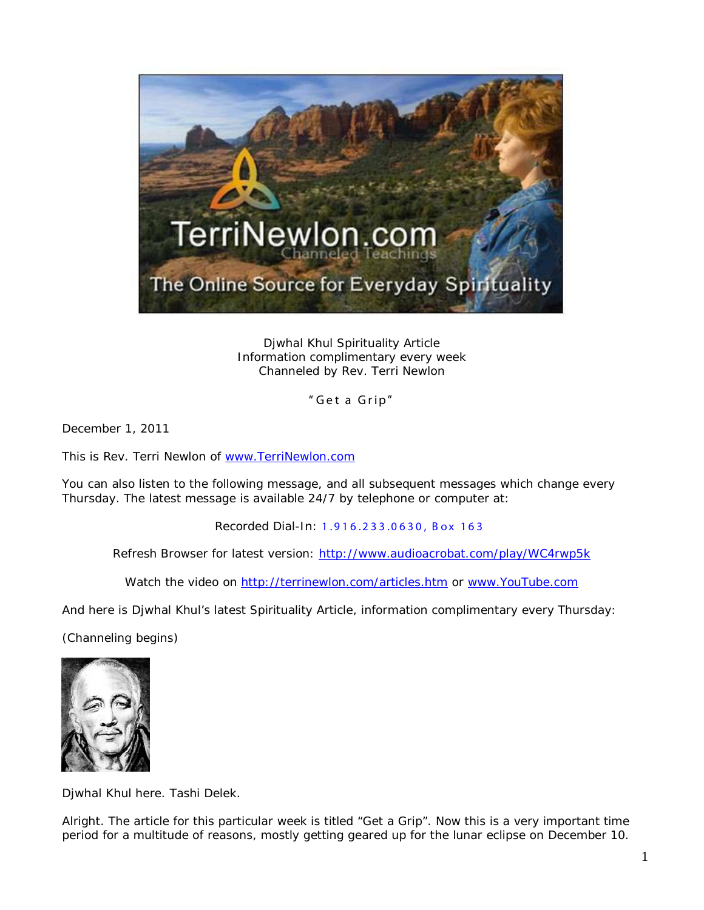Djwhal Khul Spirituality Article
Information complimentary every week
Channeled by Rev. Terri Newlon

"Get a Grip"

December 1, 2011

This is Rev. Terri Newlon of www.TerriNewlon.com

You can also listen to the following message, and all subsequent messages which change every Thursday. The latest message is available 24/7 by telephone or computer at:

Recorded Dial-In: 1.916.233.0630, Box 163

Refresh Browser for latest version: http://www.audioacrobat.com/play/WC4rwp5k

Watch the video on http://terrinewlon.com/articles.htm or www.YouTube.com

And here is Djwhal Khul's latest Spirituality Article, information complimentary every Thursday:

(Channeling begins)

Djwhal Khul here. Tashi Delek.

Alright. The article for this particular week is titled "Get a Grip". Now this is a very important time period for a multitude of reasons, mostly getting geared up for the lunar eclipse on December 10.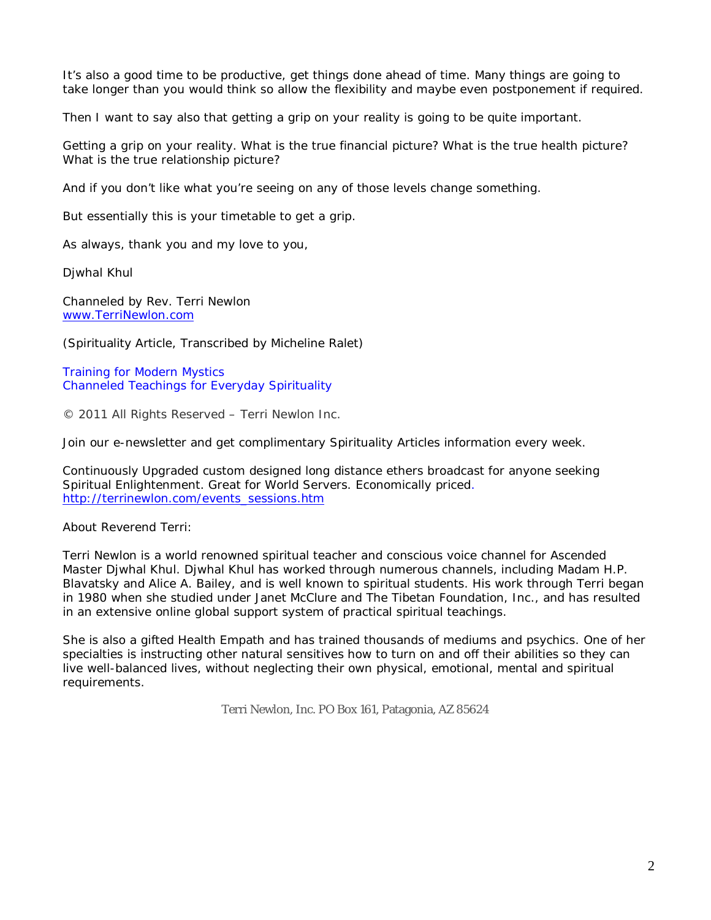It's also a good time to be productive, get things done ahead of time. Many things are going to take longer than you would think so allow the flexibility and maybe even postponement if required.

Then I want to say also that getting a grip on your reality is going to be quite important.

Getting a grip on your reality. What is the true financial picture? What is the true health picture? What is the true relationship picture?

And if you don't like what you're seeing on any of those levels change something.

But essentially this is your timetable to get a grip.

As always, thank you and my love to you,

Djwhal Khul

Channeled by Rev. Terri Newlon
www.TerriNewlon.com

(Spirituality Article, Transcribed by Micheline Ralet)

Training for Modern Mystics
Channeled Teachings for Everyday Spirituality

© 2011 All Rights Reserved – Terri Newlon Inc.

Join our e-newsletter and get complimentary Spirituality Articles information every week.

Continuously Upgraded custom designed long distance ethers broadcast for anyone seeking Spiritual Enlightenment. Great for World Servers. Economically priced.
http://terrinewlon.com/events_sessions.htm

About Reverend Terri:

Terri Newlon is a world renowned spiritual teacher and conscious voice channel for Ascended Master Djwhal Khul. Djwhal Khul has worked through numerous channels, including Madam H.P. Blavatsky and Alice A. Bailey, and is well known to spiritual students. His work through Terri began in 1980 when she studied under Janet McClure and The Tibetan Foundation, Inc., and has resulted in an extensive online global support system of practical spiritual teachings.

She is also a gifted Health Empath and has trained thousands of mediums and psychics. One of her specialties is instructing other natural sensitives how to turn on and off their abilities so they can live well-balanced lives, without neglecting their own physical, emotional, mental and spiritual requirements.

Terri Newlon, Inc. PO Box 161, Patagonia, AZ 85624